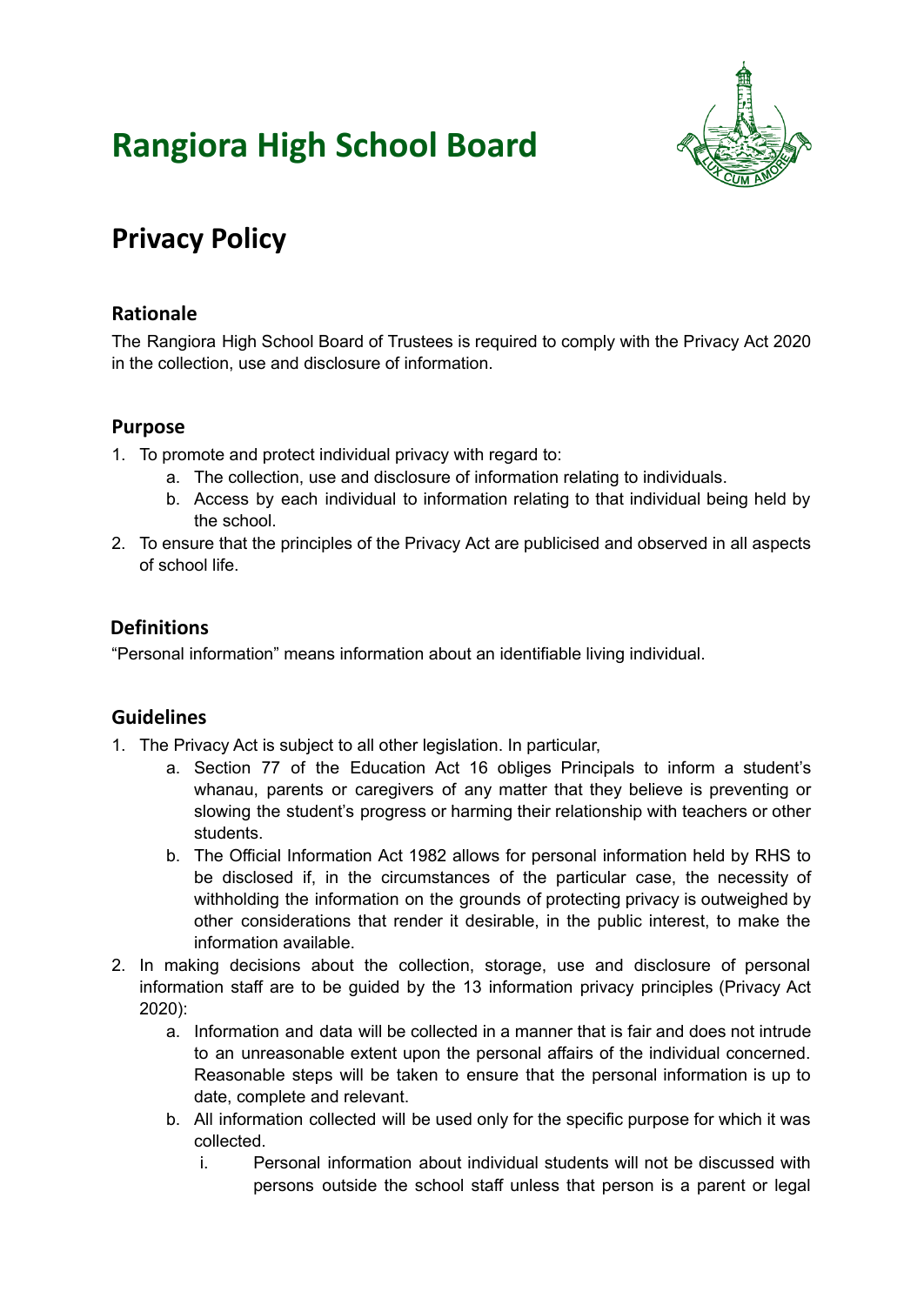# Rangiora High School Board

## Privacy Policy

### Rationale

The Rangiora High School Board of Trustees is required to comply with the Privacy Act 2020 in the collection, use and disclosure of information.

### Purpose

1. To promote and protect individual privacy with regard to:
    a. The collection, use and disclosure of information relating to individuals.
    b. Access by each individual to information relating to that individual being held by the school.
2. To ensure that the principles of the Privacy Act are publicised and observed in all aspects of school life.

### Definitions

"Personal information" means information about an identifiable living individual.

### Guidelines

1. The Privacy Act is subject to all other legislation. In particular,
    a. Section 77 of the Education Act 16 obliges Principals to inform a student's whanau, parents or caregivers of any matter that they believe is preventing or slowing the student's progress or harming their relationship with teachers or other students.
    b. The Official Information Act 1982 allows for personal information held by RHS to be disclosed if, in the circumstances of the particular case, the necessity of withholding the information on the grounds of protecting privacy is outweighed by other considerations that render it desirable, in the public interest, to make the information available.
2. In making decisions about the collection, storage, use and disclosure of personal information staff are to be guided by the 13 information privacy principles (Privacy Act 2020):
    a. Information and data will be collected in a manner that is fair and does not intrude to an unreasonable extent upon the personal affairs of the individual concerned. Reasonable steps will be taken to ensure that the personal information is up to date, complete and relevant.
    b. All information collected will be used only for the specific purpose for which it was collected.
        i. Personal information about individual students will not be discussed with persons outside the school staff unless that person is a parent or legal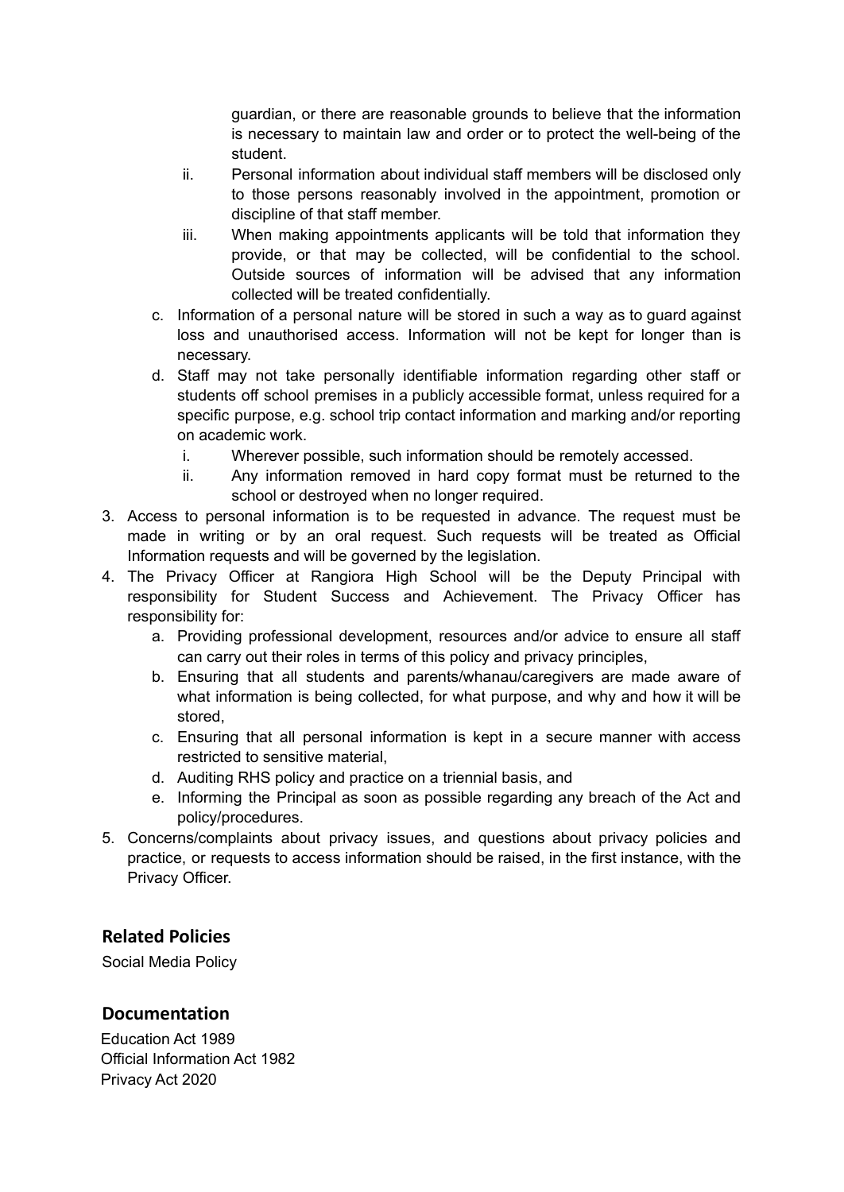guardian, or there are reasonable grounds to believe that the information is necessary to maintain law and order or to protect the well-being of the student.

   ii. Personal information about individual staff members will be disclosed only to those persons reasonably involved in the appointment, promotion or discipline of that staff member.
   iii. When making appointments applicants will be told that information they provide, or that may be collected, will be confidential to the school. Outside sources of information will be advised that any information collected will be treated confidentially.

c. Information of a personal nature will be stored in such a way as to guard against loss and unauthorised access. Information will not be kept for longer than is necessary.
d. Staff may not take personally identifiable information regarding other staff or students off school premises in a publicly accessible format, unless required for a specific purpose, e.g. school trip contact information and marking and/or reporting on academic work.
   i. Wherever possible, such information should be remotely accessed.
   ii. Any information removed in hard copy format must be returned to the school or destroyed when no longer required.

3. Access to personal information is to be requested in advance. The request must be made in writing or by an oral request. Such requests will be treated as Official Information requests and will be governed by the legislation.
4. The Privacy Officer at Rangiora High School will be the Deputy Principal with responsibility for Student Success and Achievement. The Privacy Officer has responsibility for:
   a. Providing professional development, resources and/or advice to ensure all staff can carry out their roles in terms of this policy and privacy principles,
   b. Ensuring that all students and parents/whanau/caregivers are made aware of what information is being collected, for what purpose, and why and how it will be stored,
   c. Ensuring that all personal information is kept in a secure manner with access restricted to sensitive material,
   d. Auditing RHS policy and practice on a triennial basis, and
   e. Informing the Principal as soon as possible regarding any breach of the Act and policy/procedures.
5. Concerns/complaints about privacy issues, and questions about privacy policies and practice, or requests to access information should be raised, in the first instance, with the Privacy Officer.

## Related Policies

Social Media Policy

## Documentation

Education Act 1989
Official Information Act 1982
Privacy Act 2020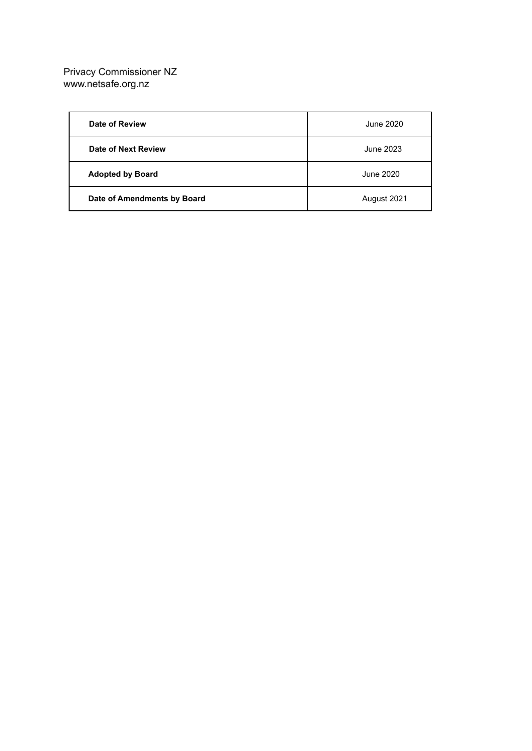Privacy Commissioner NZ
www.netsafe.org.nz

| | |
|---|---|
| **Date of Review** | June 2020 |
| **Date of Next Review** | June 2023 |
| **Adopted by Board** | June 2020 |
| **Date of Amendments by Board** | August 2021 |